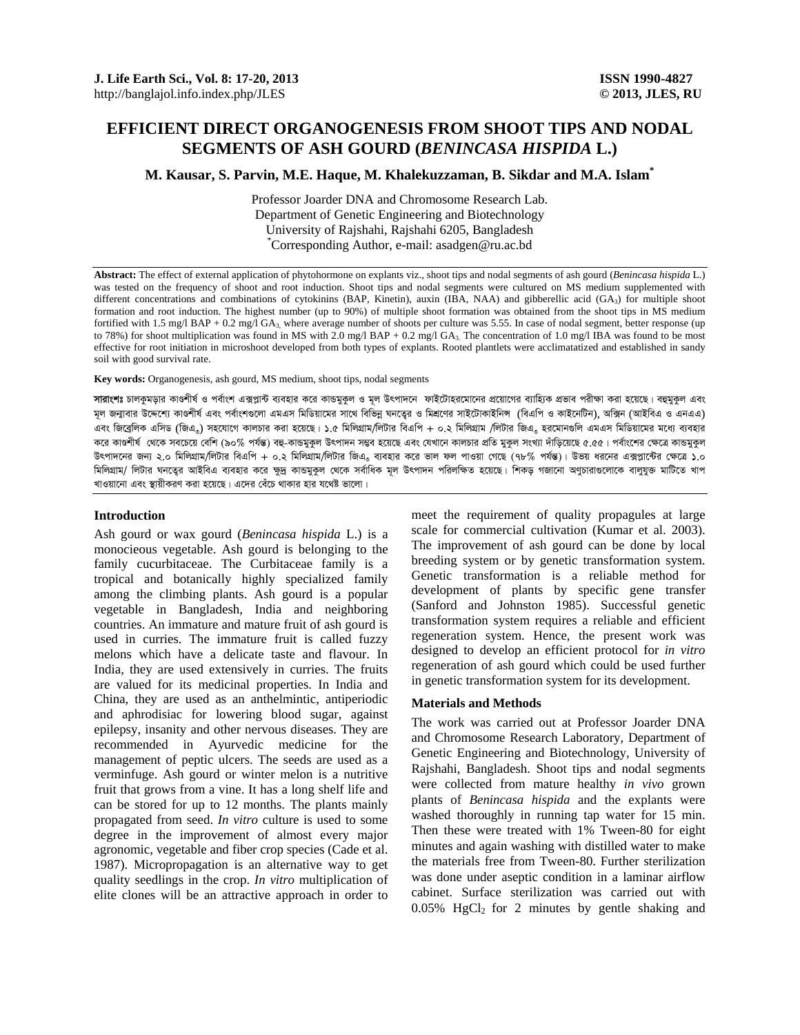# EFFICIENT DIRECT ORGANOGENESIS FROM SHOOT TIPS AND NODAL SEGMENTS OF ASH GOURD (*BENINCASA HISPIDA* L.)

**M. Kausar, S. Parvin, M.E. Haque, M. Khalekuzzaman, B. Sikdar and M.A. Islam***

Professor Joarder DNA and Chromosome Research Lab.
Department of Genetic Engineering and Biotechnology
University of Rajshahi, Rajshahi 6205, Bangladesh
*Corresponding Author, e-mail: asadgen@ru.ac.bd

**Abstract:** The effect of external application of phytohormone on explants viz., shoot tips and nodal segments of ash gourd (*Benincasa hispida* L.) was tested on the frequency of shoot and root induction. Shoot tips and nodal segments were cultured on MS medium supplemented with different concentrations and combinations of cytokinins (BAP, Kinetin), auxin (IBA, NAA) and gibberellic acid ($GA_3$) for multiple shoot formation and root induction. The highest number (up to 90%) of multiple shoot formation was obtained from the shoot tips in MS medium fortified with 1.5 mg/l BAP + 0.2 mg/l $GA_3$, where average number of shoots per culture was 5.55. In case of nodal segment, better response (up to 78%) for shoot multiplication was found in MS with 2.0 mg/l BAP + 0.2 mg/l $GA_3$. The concentration of 1.0 mg/l IBA was found to be most effective for root initiation in microshoot developed from both types of explants. Rooted plantlets were acclimatatized and established in sandy soil with good survival rate.

**Key words:** Organogenesis, ash gourd, MS medium, shoot tips, nodal segments

**সারাংশঃ** চালকুমড়ার কাণ্ডশীর্ষ ও পর্বাংশ এক্সপ্লান্ট ব্যবহার করে কান্ডমুকুল ও মূল উৎপাদনে ফাইটোহরমোনের প্রয়োগের ব্যাহ্যিক প্রভাব পরীক্ষা করা হয়েছে। বহুমুকুল এবং মূল জন্মাবার উদ্দেশ্যে কাণ্ডশীর্ষ এবং পর্বাংশগুলো এমএস মিডিয়ামের সাথে বিভিন্ন ঘনত্বের ও মিশ্রণের সাইটোকাইনিন্স (বিএপি ও কাইনেটিন), অক্সিন (আইবিএ ও এনএএ) এবং জিব্রেলিক এসিড (জিএ৩) সহযোগে কালচার করা হয়েছে। ১.৫ মিলিগ্রাম/লিটার বিএপি + ০.২ মিলিগ্রাম /লিটার জিএ৩ হরমোনগুলি এমএস মিডিয়ামের মধ্যে ব্যবহার করে কাণ্ডশীর্ষ থেকে সবচেয়ে বেশি (৯০% পর্যন্ত) বহু-কান্ডমুকুল উৎপাদন সম্ভব হয়েছে এবং যেখানে কালচার প্রতি মুকুল সংখ্যা দাঁড়িয়েছে ৫.৫৫। পর্বাংশের ক্ষেত্রে কান্ডমুকুল উৎপাদনের জন্য ২.০ মিলিগ্রাম/লিটার বিএপি + ০.২ মিলিগ্রাম/লিটার জিএ৩ ব্যবহার করে ভাল ফল পাওয়া গেছে (৭৮% পর্যন্ত)। উভয় ধরনের এক্সপ্লান্টের ক্ষেত্রে ১.০ মিলিগ্রাম/ লিটার ঘনত্বের আইবিএ ব্যবহার করে ক্ষুদ্র কান্ডমুকুল থেকে সর্বাধিক মূল উৎপাদন পরিলক্ষিত হয়েছে। শিকড় গজানো অণুচারাগুলোকে বালুযুক্ত মাটিতে খাপ খাওয়ানো এবং স্থায়ীকরণ করা হয়েছে। এদের বেঁচে থাকার হার যথেষ্ট ভালো।

## Introduction

Ash gourd or wax gourd (*Benincasa hispida* L.) is a monocieous vegetable. Ash gourd is belonging to the family cucurbitaceae. The Curbitaceae family is a tropical and botanically highly specialized family among the climbing plants. Ash gourd is a popular vegetable in Bangladesh, India and neighboring countries. An immature and mature fruit of ash gourd is used in curries. The immature fruit is called fuzzy melons which have a delicate taste and flavour. In India, they are used extensively in curries. The fruits are valued for its medicinal properties. In India and China, they are used as an anthelmintic, antiperiodic and aphrodisiac for lowering blood sugar, against epilepsy, insanity and other nervous diseases. They are recommended in Ayurvedic medicine for the management of peptic ulcers. The seeds are used as a verminfuge. Ash gourd or winter melon is a nutritive fruit that grows from a vine. It has a long shelf life and can be stored for up to 12 months. The plants mainly propagated from seed. *In vitro* culture is used to some degree in the improvement of almost every major agronomic, vegetable and fiber crop species (Cade et al. 1987). Micropropagation is an alternative way to get quality seedlings in the crop. *In vitro* multiplication of elite clones will be an attractive approach in order to meet the requirement of quality propagules at large scale for commercial cultivation (Kumar et al. 2003). The improvement of ash gourd can be done by local breeding system or by genetic transformation system. Genetic transformation is a reliable method for development of plants by specific gene transfer (Sanford and Johnston 1985). Successful genetic transformation system requires a reliable and efficient regeneration system. Hence, the present work was designed to develop an efficient protocol for *in vitro* regeneration of ash gourd which could be used further in genetic transformation system for its development.

## Materials and Methods

The work was carried out at Professor Joarder DNA and Chromosome Research Laboratory, Department of Genetic Engineering and Biotechnology, University of Rajshahi, Bangladesh. Shoot tips and nodal segments were collected from mature healthy *in vivo* grown plants of *Benincasa hispida* and the explants were washed thoroughly in running tap water for 15 min. Then these were treated with 1% Tween-80 for eight minutes and again washing with distilled water to make the materials free from Tween-80. Further sterilization was done under aseptic condition in a laminar airflow cabinet. Surface sterilization was carried out with 0.05% $HgCl_2$ for 2 minutes by gentle shaking and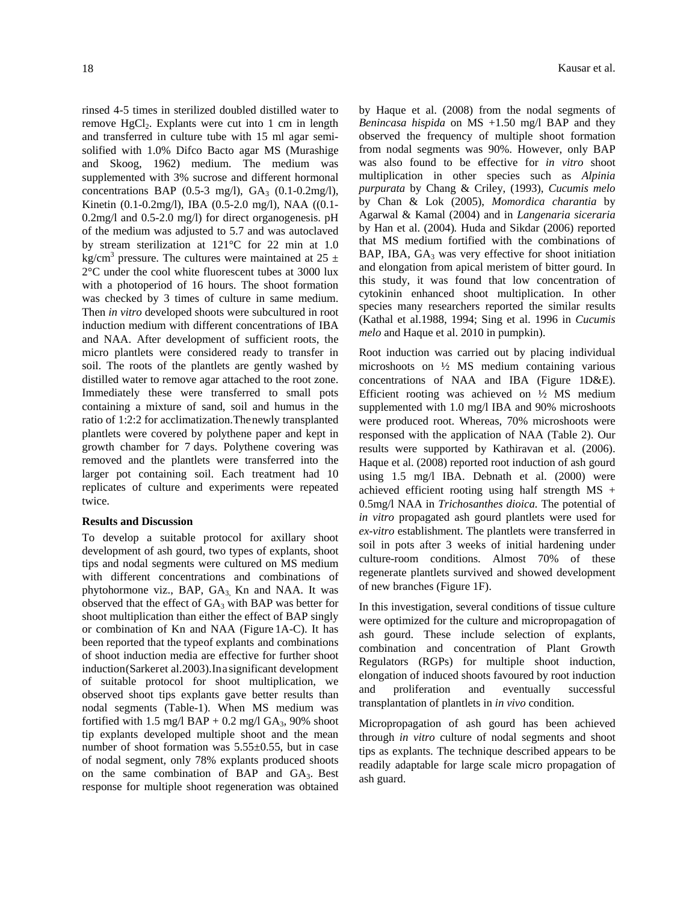rinsed 4-5 times in sterilized doubled distilled water to remove $HgCl_2$. Explants were cut into 1 cm in length and transferred in culture tube with 15 ml agar semi-solified with 1.0% Difco Bacto agar MS (Murashige and Skoog, 1962) medium. The medium was supplemented with 3% sucrose and different hormonal concentrations BAP (0.5-3 mg/l), $GA_3$ (0.1-0.2mg/l), Kinetin (0.1-0.2mg/l), IBA (0.5-2.0 mg/l), NAA ((0.1-0.2mg/l and 0.5-2.0 mg/l) for direct organogenesis. pH of the medium was adjusted to 5.7 and was autoclaved by stream sterilization at 121°C for 22 min at 1.0 kg/cm$^3$ pressure. The cultures were maintained at 25 ± 2°C under the cool white fluorescent tubes at 3000 lux with a photoperiod of 16 hours. The shoot formation was checked by 3 times of culture in same medium. Then *in vitro* developed shoots were subcultured in root induction medium with different concentrations of IBA and NAA. After development of sufficient roots, the micro plantlets were considered ready to transfer in soil. The roots of the plantlets are gently washed by distilled water to remove agar attached to the root zone. Immediately these were transferred to small pots containing a mixture of sand, soil and humus in the ratio of 1:2:2 for acclimatization.The newly transplanted plantlets were covered by polythene paper and kept in growth chamber for 7 days. Polythene covering was removed and the plantlets were transferred into the larger pot containing soil. Each treatment had 10 replicates of culture and experiments were repeated twice.

**Results and Discussion**

To develop a suitable protocol for axillary shoot development of ash gourd, two types of explants, shoot tips and nodal segments were cultured on MS medium with different concentrations and combinations of phytohormone viz., BAP, $GA_3$, Kn and NAA. It was observed that the effect of $GA_3$ with BAP was better for shoot multiplication than either the effect of BAP singly or combination of Kn and NAA (Figure 1A-C). It has been reported that the typeof explants and combinations of shoot induction media are effective for further shoot induction(Sarkeret al.2003).In a significant development of suitable protocol for shoot multiplication, we observed shoot tips explants gave better results than nodal segments (Table-1). When MS medium was fortified with 1.5 mg/l BAP + 0.2 mg/l $GA_3$, 90% shoot tip explants developed multiple shoot and the mean number of shoot formation was 5.55±0.55, but in case of nodal segment, only 78% explants produced shoots on the same combination of BAP and $GA_3$. Best response for multiple shoot regeneration was obtained by Haque et al. (2008) from the nodal segments of *Benincasa hispida* on MS +1.50 mg/l BAP and they observed the frequency of multiple shoot formation from nodal segments was 90%. However, only BAP was also found to be effective for *in vitro* shoot multiplication in other species such as *Alpinia purpurata* by Chang & Criley, (1993), *Cucumis melo* by Chan & Lok (2005), *Momordica charantia* by Agarwal & Kamal (2004) and in *Langenaria siceraria* by Han et al. (2004). Huda and Sikdar (2006) reported that MS medium fortified with the combinations of BAP, IBA, $GA_3$ was very effective for shoot initiation and elongation from apical meristem of bitter gourd. In this study, it was found that low concentration of cytokinin enhanced shoot multiplication. In other species many researchers reported the similar results (Kathal et al.1988, 1994; Sing et al. 1996 in *Cucumis melo* and Haque et al. 2010 in pumpkin).

Root induction was carried out by placing individual microshoots on ½ MS medium containing various concentrations of NAA and IBA (Figure 1D&E). Efficient rooting was achieved on ½ MS medium supplemented with 1.0 mg/l IBA and 90% microshoots were produced root. Whereas, 70% microshoots were responsed with the application of NAA (Table 2). Our results were supported by Kathiravan et al. (2006). Haque et al. (2008) reported root induction of ash gourd using 1.5 mg/l IBA. Debnath et al. (2000) were achieved efficient rooting using half strength MS + 0.5mg/l NAA in *Trichosanthes dioica*. The potential of *in vitro* propagated ash gourd plantlets were used for *ex-vitro* establishment. The plantlets were transferred in soil in pots after 3 weeks of initial hardening under culture-room conditions. Almost 70% of these regenerate plantlets survived and showed development of new branches (Figure 1F).

In this investigation, several conditions of tissue culture were optimized for the culture and micropropagation of ash gourd. These include selection of explants, combination and concentration of Plant Growth Regulators (RGPs) for multiple shoot induction, elongation of induced shoots favoured by root induction and proliferation and eventually successful transplantation of plantlets in *in vivo* condition.

Micropropagation of ash gourd has been achieved through *in vitro* culture of nodal segments and shoot tips as explants. The technique described appears to be readily adaptable for large scale micro propagation of ash guard.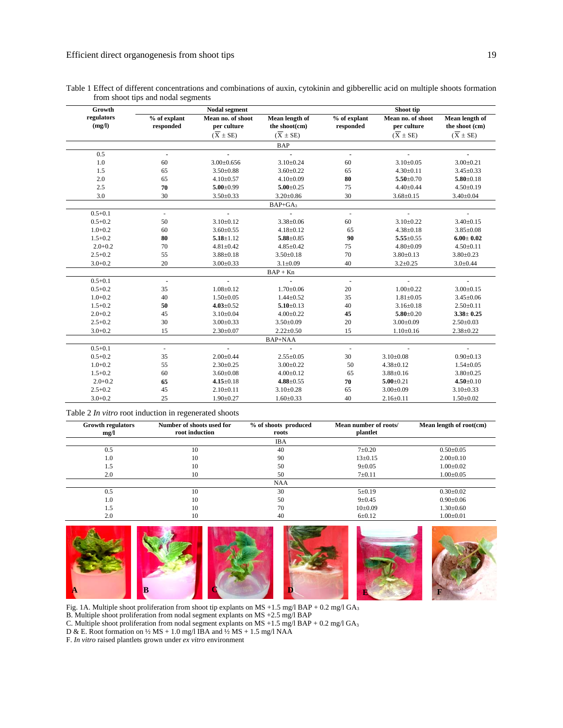Table 1 Effect of different concentrations and combinations of auxin, cytokinin and gibberellic acid on multiple shoots formation from shoot tips and nodal segments

| Growth regulators (mg/l) | Nodal segment | | | Shoot tip | | |
|---|---|---|---|---|---|---|
| | % of explant responded | Mean no. of shoot per culture ($\bar{X}$ ± SE) | Mean length of the shoot(cm) ($\bar{X}$ ± SE) | % of explant responded | Mean no. of shoot per culture ($\bar{X}$ ± SE) | Mean length of the shoot (cm) ($\bar{X}$ ± SE) |
| **BAP** | | | | | | |
| 0.5 | - | - | - | - | - | - |
| 1.0 | 60 | 3.00±0.656 | 3.10±0.24 | 60 | 3.10±0.05 | 3.00±0.21 |
| 1.5 | 65 | 3.50±0.88 | 3.60±0.22 | 65 | 4.30±0.11 | 3.45±0.33 |
| 2.0 | 65 | 4.10±0.57 | 4.10±0.09 | **80** | **5.50**±0.70 | **5.80**±0.18 |
| 2.5 | **70** | **5.00**±0.99 | **5.00**±0.25 | 75 | 4.40±0.44 | 4.50±0.19 |
| 3.0 | 30 | 3.50±0.33 | 3.20±0.86 | 30 | 3.68±0.15 | 3.40±0.04 |
| **BAP+$GA_3$** | | | | | | |
| 0.5+0.1 | - | - | - | - | - | - |
| 0.5+0.2 | 50 | 3.10±0.12 | 3.38±0.06 | 60 | 3.10±0.22 | 3.40±0.15 |
| 1.0+0.2 | 60 | 3.60±0.55 | 4.18±0.12 | 65 | 4.38±0.18 | 3.85±0.08 |
| 1.5+0.2 | **80** | **5.18**±1.12 | **5.88**±0.85 | **90** | **5.55**±0.55 | **6.00± 0.02** |
| 2.0+0.2 | 70 | 4.81±0.42 | 4.85±0.42 | 75 | 4.80±0.09 | 4.50±0.11 |
| 2.5+0.2 | 55 | 3.88±0.18 | 3.50±0.18 | 70 | 3.80±0.13 | 3.80±0.23 |
| 3.0+0.2 | 20 | 3.00±0.33 | 3.1±0.09 | 40 | 3.2±0.25 | 3.0±0.44 |
| **BAP + Kn** | | | | | | |
| 0.5+0.1 | - | - | - | - | - | - |
| 0.5+0.2 | 35 | 1.08±0.12 | 1.70±0.06 | 20 | 1.00±0.22 | 3.00±0.15 |
| 1.0+0.2 | 40 | 1.50±0.05 | 1.44±0.52 | 35 | 1.81±0.05 | 3.45±0.06 |
| 1.5+0.2 | **50** | **4.03**±0.52 | **5.10**±0.13 | 40 | 3.16±0.18 | 2.50±0.11 |
| 2.0+0.2 | 45 | 3.10±0.04 | 4.00±0.22 | **45** | **5.80**±0.20 | **3.38± 0.25** |
| 2.5+0.2 | 30 | 3.00±0.33 | 3.50±0.09 | 20 | 3.00±0.09 | 2.50±0.03 |
| 3.0+0.2 | 15 | 2.30±0.07 | 2.22±0.50 | 15 | 1.10±0.16 | 2.38±0.22 |
| **BAP+NAA** | | | | | | |
| 0.5+0.1 | - | - | - | - | - | - |
| 0.5+0.2 | 35 | 2.00±0.44 | 2.55±0.05 | 30 | 3.10±0.08 | 0.90±0.13 |
| 1.0+0.2 | 55 | 2.30±0.25 | 3.00±0.22 | 50 | 4.38±0.12 | 1.54±0.05 |
| 1.5+0.2 | 60 | 3.60±0.08 | 4.00±0.12 | 65 | 3.88±0.16 | 3.80±0.25 |
| 2.0+0.2 | **65** | **4.15**±0.18 | **4.88**±0.55 | **70** | **5.00**±0.21 | **4.50**±0.10 |
| 2.5+0.2 | 45 | 2.10±0.11 | 3.10±0.28 | 65 | 3.00±0.09 | 3.10±0.33 |
| 3.0+0.2 | 25 | 1.90±0.27 | 1.60±0.33 | 40 | 2.16±0.11 | 1.50±0.02 |

Table 2 *In vitro* root induction in regenerated shoots

| Growth regulators mg/l | Number of shoots used for root induction | % of shoots produced roots | Mean number of roots/ plantlet | Mean length of root(cm) |
|---|---|---|---|---|
| **IBA** | | | | |
| 0.5 | 10 | 40 | 7±0.20 | 0.50±0.05 |
| 1.0 | 10 | 90 | 13±0.15 | 2.00±0.10 |
| 1.5 | 10 | 50 | 9±0.05 | 1.00±0.02 |
| 2.0 | 10 | 50 | 7±0.11 | 1.00±0.05 |
| **NAA** | | | | |
| 0.5 | 10 | 30 | 5±0.19 | 0.30±0.02 |
| 1.0 | 10 | 50 | 9±0.45 | 0.90±0.06 |
| 1.5 | 10 | 70 | 10±0.09 | 1.30±0.60 |
| 2.0 | 10 | 40 | 6±0.12 | 1.00±0.01 |

Fig. 1A. Multiple shoot proliferation from shoot tip explants on MS +1.5 mg/l BAP + 0.2 mg/l $GA_3$
B. Multiple shoot proliferation from nodal segment explants on MS +2.5 mg/l BAP
C. Multiple shoot proliferation from nodal segment explants on MS +1.5 mg/l BAP + 0.2 mg/l $GA_3$
D & E. Root formation on ½ MS + 1.0 mg/l IBA and ½ MS + 1.5 mg/l NAA
F. *In vitro* raised plantlets grown under *ex vitro* environment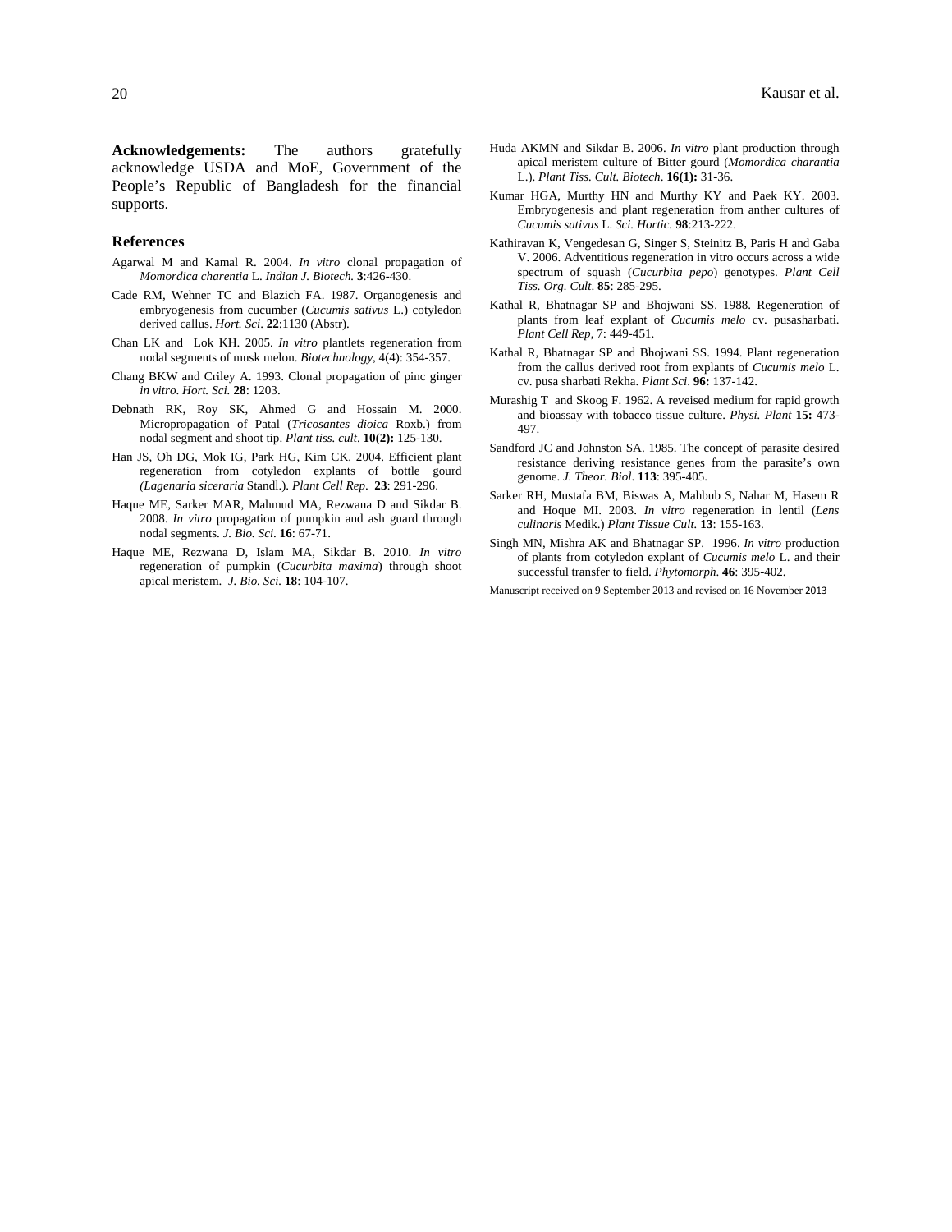**Acknowledgements:** The authors gratefully acknowledge USDA and MoE, Government of the People's Republic of Bangladesh for the financial supports.

## References

Agarwal M and Kamal R. 2004. *In vitro* clonal propagation of *Momordica charentia* L. *Indian J. Biotech.* **3**:426-430.

Cade RM, Wehner TC and Blazich FA. 1987. Organogenesis and embryogenesis from cucumber (*Cucumis sativus* L.) cotyledon derived callus. *Hort. Sci*. **22**:1130 (Abstr).

Chan LK and Lok KH. 2005. *In vitro* plantlets regeneration from nodal segments of musk melon. *Biotechnology*, 4(4): 354-357.

Chang BKW and Criley A. 1993. Clonal propagation of pinc ginger *in vitro*. *Hort. Sci.* **28**: 1203.

Debnath RK, Roy SK, Ahmed G and Hossain M. 2000. Micropropagation of Patal (*Tricosantes dioica* Roxb.) from nodal segment and shoot tip. *Plant tiss. cult*. **10(2):** 125-130.

Han JS, Oh DG, Mok IG, Park HG, Kim CK. 2004. Efficient plant regeneration from cotyledon explants of bottle gourd (*Lagenaria siceraria* Standl.). *Plant Cell Rep*. **23**: 291-296.

Haque ME, Sarker MAR, Mahmud MA, Rezwana D and Sikdar B. 2008. *In vitro* propagation of pumpkin and ash guard through nodal segments. *J. Bio. Sci*. **16**: 67-71.

Haque ME, Rezwana D, Islam MA, Sikdar B. 2010. *In vitro* regeneration of pumpkin (*Cucurbita maxima*) through shoot apical meristem. *J. Bio. Sci.* **18**: 104-107.

Huda AKMN and Sikdar B. 2006. *In vitro* plant production through apical meristem culture of Bitter gourd (*Momordica charantia* L.). *Plant Tiss. Cult. Biotech*. **16(1):** 31-36.

Kumar HGA, Murthy HN and Murthy KY and Paek KY. 2003. Embryogenesis and plant regeneration from anther cultures of *Cucumis sativus* L. *Sci. Hortic.* **98**:213-222.

Kathiravan K, Vengedesan G, Singer S, Steinitz B, Paris H and Gaba V. 2006. Adventitious regeneration in vitro occurs across a wide spectrum of squash (*Cucurbita pepo*) genotypes. *Plant Cell Tiss. Org. Cult*. **85**: 285-295.

Kathal R, Bhatnagar SP and Bhojwani SS. 1988. Regeneration of plants from leaf explant of *Cucumis melo* cv. pusasharbati. *Plant Cell Rep*, 7: 449-451.

Kathal R, Bhatnagar SP and Bhojwani SS. 1994. Plant regeneration from the callus derived root from explants of *Cucumis melo* L. cv. pusa sharbati Rekha. *Plant Sci*. **96:** 137-142.

Murashig T and Skoog F. 1962. A reveised medium for rapid growth and bioassay with tobacco tissue culture. *Physi. Plant* **15:** 473-497.

Sandford JC and Johnston SA. 1985. The concept of parasite desired resistance deriving resistance genes from the parasite's own genome. *J. Theor. Biol*. **113**: 395-405.

Sarker RH, Mustafa BM, Biswas A, Mahbub S, Nahar M, Hasem R and Hoque MI. 2003. *In vitro* regeneration in lentil (*Lens culinaris* Medik.) *Plant Tissue Cult.* **13**: 155-163.

Singh MN, Mishra AK and Bhatnagar SP. 1996. *In vitro* production of plants from cotyledon explant of *Cucumis melo* L. and their successful transfer to field. *Phytomorph*. **46**: 395-402.

Manuscript received on 9 September 2013 and revised on 16 November 2013